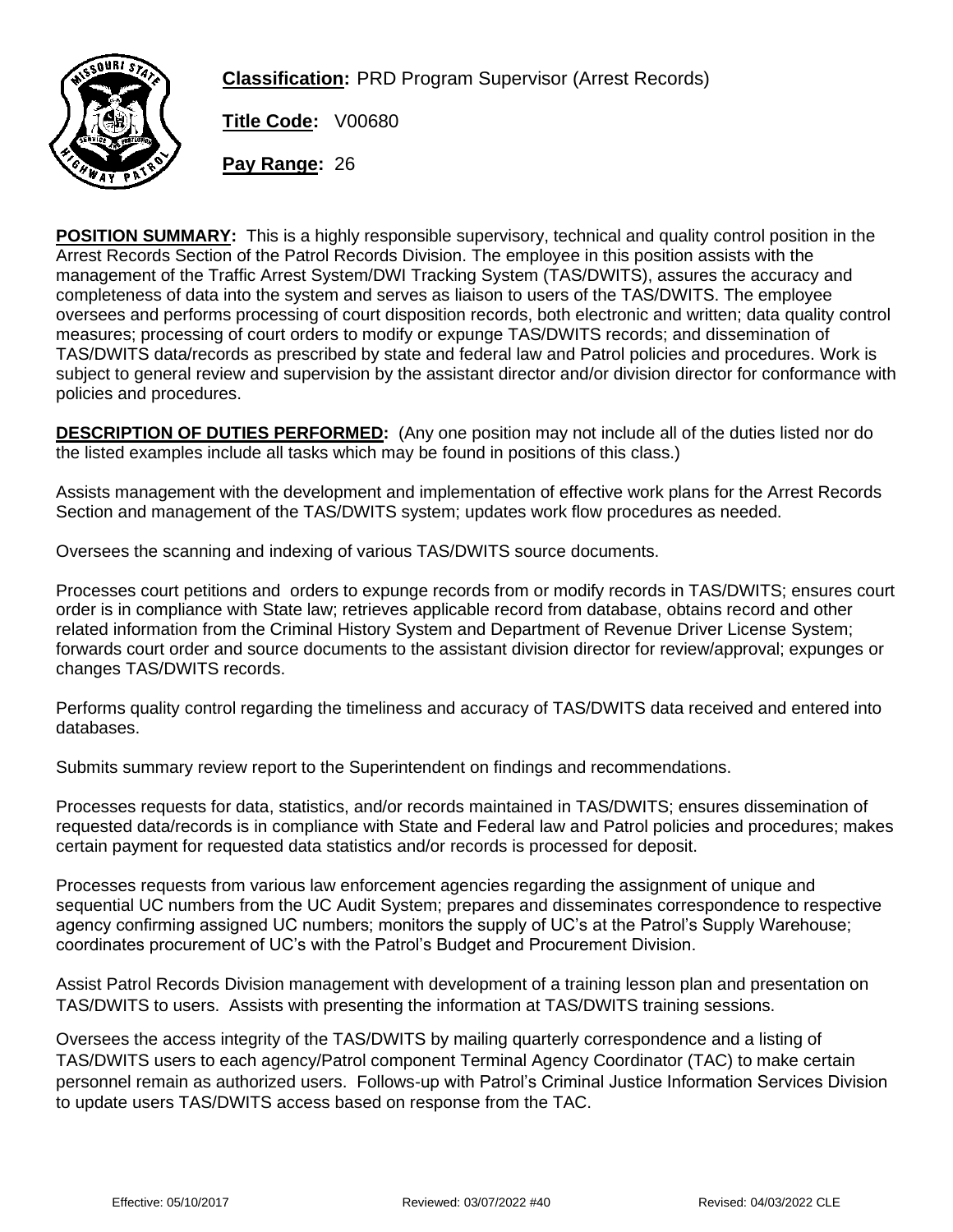**Classification:** PRD Program Supervisor (Arrest Records)

**Title Code:** V00680

**Pay Range:** 26

**POSITION SUMMARY:** This is a highly responsible supervisory, technical and quality control position in the Arrest Records Section of the Patrol Records Division. The employee in this position assists with the management of the Traffic Arrest System/DWI Tracking System (TAS/DWITS), assures the accuracy and completeness of data into the system and serves as liaison to users of the TAS/DWITS. The employee oversees and performs processing of court disposition records, both electronic and written; data quality control measures; processing of court orders to modify or expunge TAS/DWITS records; and dissemination of TAS/DWITS data/records as prescribed by state and federal law and Patrol policies and procedures. Work is subject to general review and supervision by the assistant director and/or division director for conformance with policies and procedures.

**DESCRIPTION OF DUTIES PERFORMED:** (Any one position may not include all of the duties listed nor do the listed examples include all tasks which may be found in positions of this class.)

Assists management with the development and implementation of effective work plans for the Arrest Records Section and management of the TAS/DWITS system; updates work flow procedures as needed.

Oversees the scanning and indexing of various TAS/DWITS source documents.

Processes court petitions and orders to expunge records from or modify records in TAS/DWITS; ensures court order is in compliance with State law; retrieves applicable record from database, obtains record and other related information from the Criminal History System and Department of Revenue Driver License System; forwards court order and source documents to the assistant division director for review/approval; expunges or changes TAS/DWITS records.

Performs quality control regarding the timeliness and accuracy of TAS/DWITS data received and entered into databases.

Submits summary review report to the Superintendent on findings and recommendations.

Processes requests for data, statistics, and/or records maintained in TAS/DWITS; ensures dissemination of requested data/records is in compliance with State and Federal law and Patrol policies and procedures; makes certain payment for requested data statistics and/or records is processed for deposit.

Processes requests from various law enforcement agencies regarding the assignment of unique and sequential UC numbers from the UC Audit System; prepares and disseminates correspondence to respective agency confirming assigned UC numbers; monitors the supply of UC's at the Patrol's Supply Warehouse; coordinates procurement of UC's with the Patrol's Budget and Procurement Division.

Assist Patrol Records Division management with development of a training lesson plan and presentation on TAS/DWITS to users. Assists with presenting the information at TAS/DWITS training sessions.

Oversees the access integrity of the TAS/DWITS by mailing quarterly correspondence and a listing of TAS/DWITS users to each agency/Patrol component Terminal Agency Coordinator (TAC) to make certain personnel remain as authorized users. Follows-up with Patrol's Criminal Justice Information Services Division to update users TAS/DWITS access based on response from the TAC.

Effective: 05/10/2017 Reviewed: 03/07/2022 #40 Revised: 04/03/2022 CLE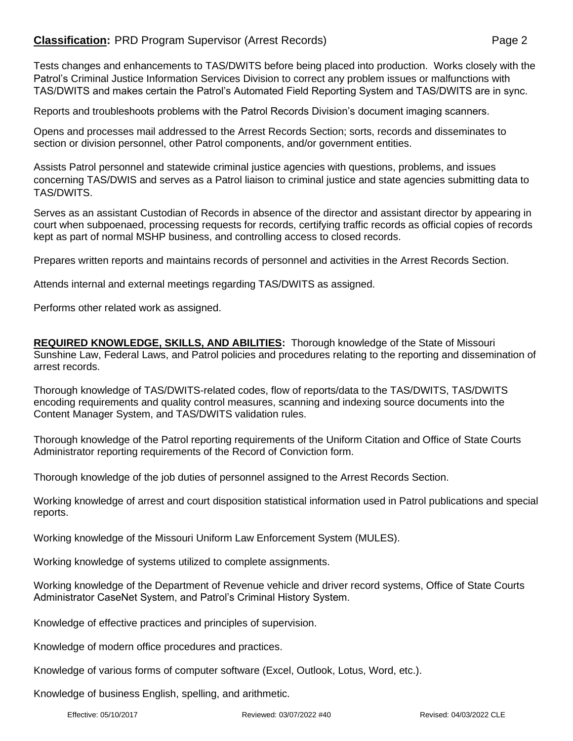Tests changes and enhancements to TAS/DWITS before being placed into production. Works closely with the Patrol's Criminal Justice Information Services Division to correct any problem issues or malfunctions with TAS/DWITS and makes certain the Patrol's Automated Field Reporting System and TAS/DWITS are in sync.

Reports and troubleshoots problems with the Patrol Records Division's document imaging scanners.

Opens and processes mail addressed to the Arrest Records Section; sorts, records and disseminates to section or division personnel, other Patrol components, and/or government entities.

Assists Patrol personnel and statewide criminal justice agencies with questions, problems, and issues concerning TAS/DWIS and serves as a Patrol liaison to criminal justice and state agencies submitting data to TAS/DWITS.

Serves as an assistant Custodian of Records in absence of the director and assistant director by appearing in court when subpoenaed, processing requests for records, certifying traffic records as official copies of records kept as part of normal MSHP business, and controlling access to closed records.

Prepares written reports and maintains records of personnel and activities in the Arrest Records Section.

Attends internal and external meetings regarding TAS/DWITS as assigned.

Performs other related work as assigned.

**REQUIRED KNOWLEDGE, SKILLS, AND ABILITIES:** Thorough knowledge of the State of Missouri Sunshine Law, Federal Laws, and Patrol policies and procedures relating to the reporting and dissemination of arrest records.

Thorough knowledge of TAS/DWITS-related codes, flow of reports/data to the TAS/DWITS, TAS/DWITS encoding requirements and quality control measures, scanning and indexing source documents into the Content Manager System, and TAS/DWITS validation rules.

Thorough knowledge of the Patrol reporting requirements of the Uniform Citation and Office of State Courts Administrator reporting requirements of the Record of Conviction form.

Thorough knowledge of the job duties of personnel assigned to the Arrest Records Section.

Working knowledge of arrest and court disposition statistical information used in Patrol publications and special reports.

Working knowledge of the Missouri Uniform Law Enforcement System (MULES).

Working knowledge of systems utilized to complete assignments.

Working knowledge of the Department of Revenue vehicle and driver record systems, Office of State Courts Administrator CaseNet System, and Patrol's Criminal History System.

Knowledge of effective practices and principles of supervision.

Knowledge of modern office procedures and practices.

Knowledge of various forms of computer software (Excel, Outlook, Lotus, Word, etc.).

Knowledge of business English, spelling, and arithmetic.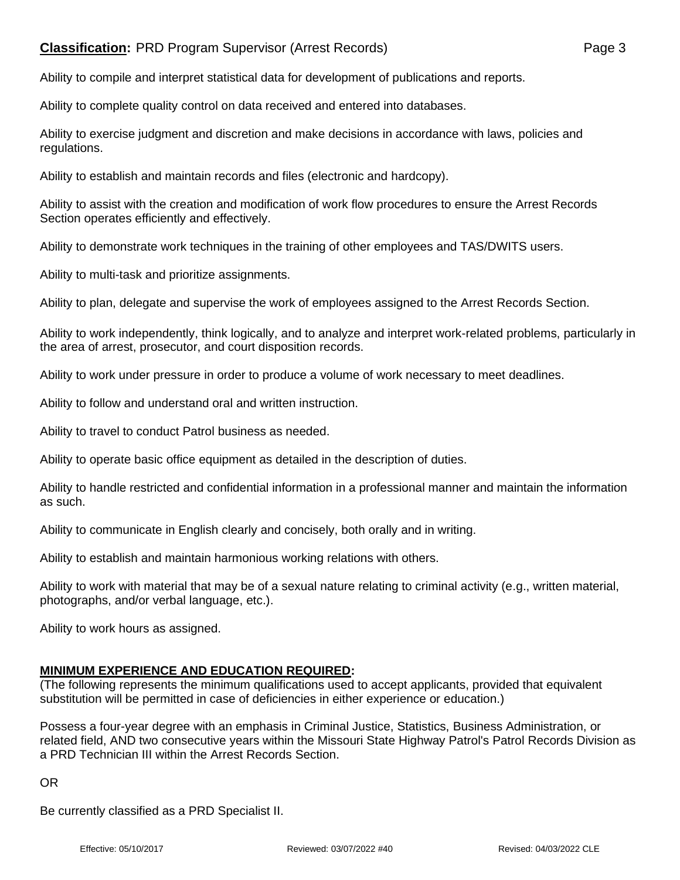Ability to compile and interpret statistical data for development of publications and reports.

Ability to complete quality control on data received and entered into databases.

Ability to exercise judgment and discretion and make decisions in accordance with laws, policies and regulations.

Ability to establish and maintain records and files (electronic and hardcopy).

Ability to assist with the creation and modification of work flow procedures to ensure the Arrest Records Section operates efficiently and effectively.

Ability to demonstrate work techniques in the training of other employees and TAS/DWITS users.

Ability to multi-task and prioritize assignments.

Ability to plan, delegate and supervise the work of employees assigned to the Arrest Records Section.

Ability to work independently, think logically, and to analyze and interpret work-related problems, particularly in the area of arrest, prosecutor, and court disposition records.

Ability to work under pressure in order to produce a volume of work necessary to meet deadlines.

Ability to follow and understand oral and written instruction.

Ability to travel to conduct Patrol business as needed.

Ability to operate basic office equipment as detailed in the description of duties.

Ability to handle restricted and confidential information in a professional manner and maintain the information as such.

Ability to communicate in English clearly and concisely, both orally and in writing.

Ability to establish and maintain harmonious working relations with others.

Ability to work with material that may be of a sexual nature relating to criminal activity (e.g., written material, photographs, and/or verbal language, etc.).

Ability to work hours as assigned.

## MINIMUM EXPERIENCE AND EDUCATION REQUIRED:

(The following represents the minimum qualifications used to accept applicants, provided that equivalent substitution will be permitted in case of deficiencies in either experience or education.)

Possess a four-year degree with an emphasis in Criminal Justice, Statistics, Business Administration, or related field, AND two consecutive years within the Missouri State Highway Patrol's Patrol Records Division as a PRD Technician III within the Arrest Records Section.

OR

Be currently classified as a PRD Specialist II.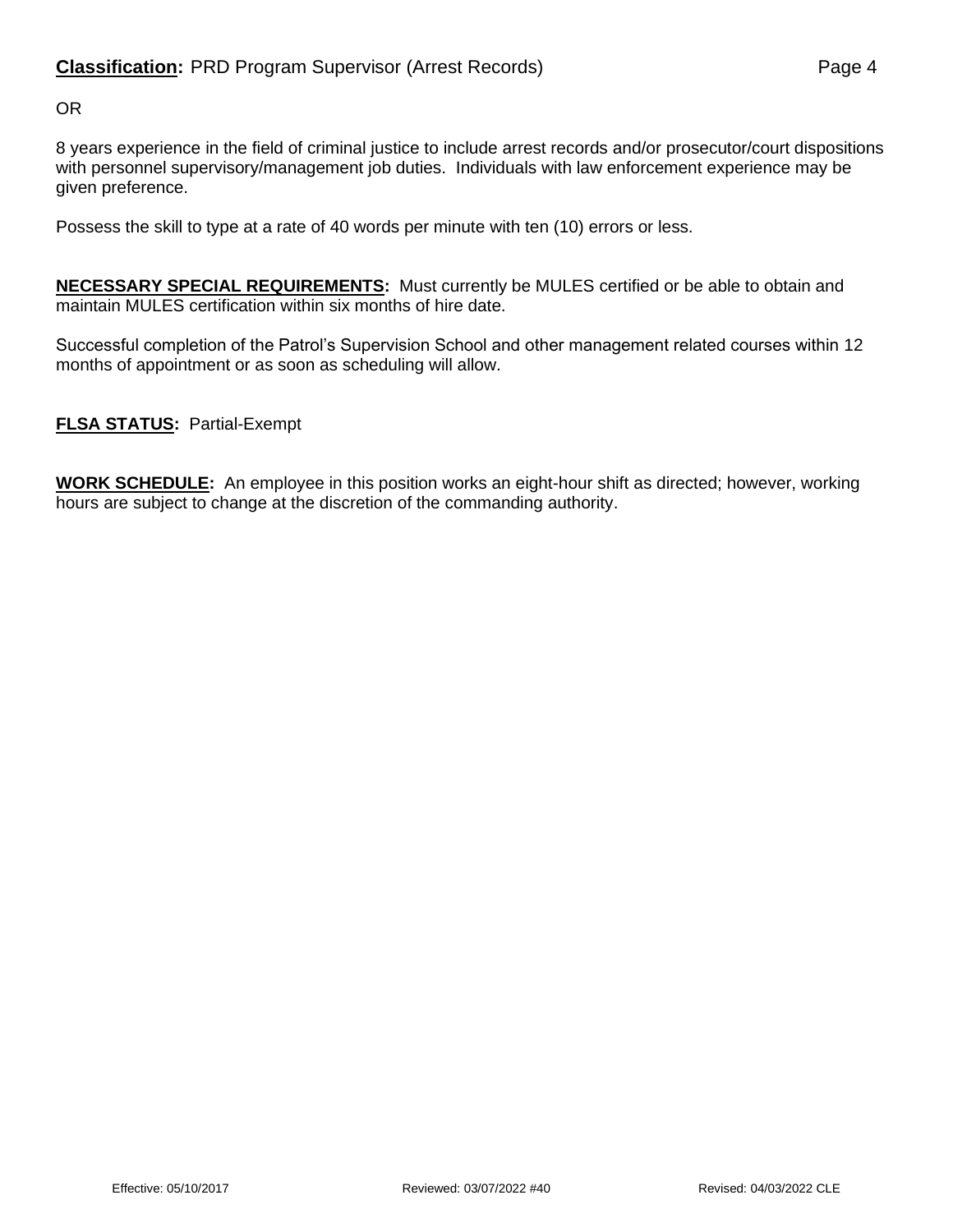OR

8 years experience in the field of criminal justice to include arrest records and/or prosecutor/court dispositions with personnel supervisory/management job duties. Individuals with law enforcement experience may be given preference.

Possess the skill to type at a rate of 40 words per minute with ten (10) errors or less.

**NECESSARY SPECIAL REQUIREMENTS:** Must currently be MULES certified or be able to obtain and maintain MULES certification within six months of hire date.

Successful completion of the Patrol's Supervision School and other management related courses within 12 months of appointment or as soon as scheduling will allow.

**FLSA STATUS:** Partial-Exempt

**WORK SCHEDULE:** An employee in this position works an eight-hour shift as directed; however, working hours are subject to change at the discretion of the commanding authority.

Effective: 05/10/2017 Reviewed: 03/07/2022 #40 Revised: 04/03/2022 CLE